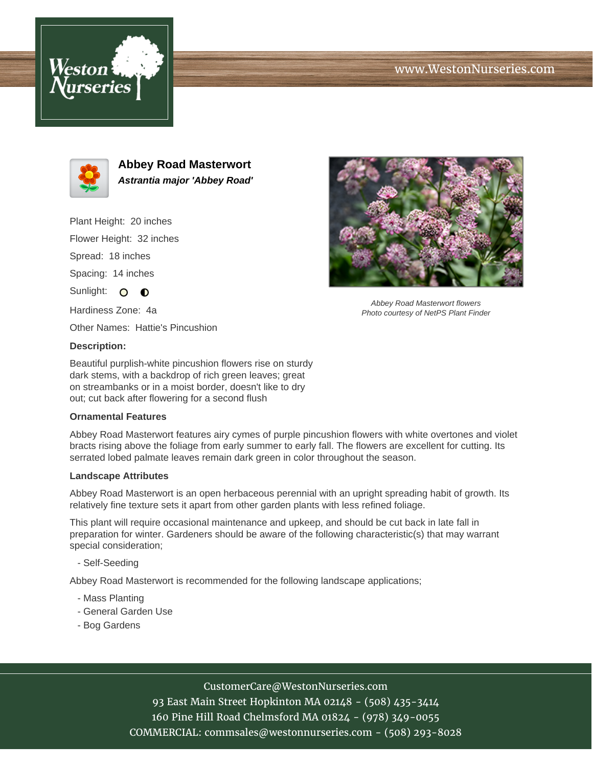# Abbey Road Masterwort

***Astrantia major 'Abbey Road'***

Plant Height: 20 inches

Flower Height: 32 inches

Spread: 18 inches

Spacing: 14 inches

Sunlight: ○ ◐

Hardiness Zone: 4a

Other Names: Hattie's Pincushion

Abbey Road Masterwort flowers
Photo courtesy of NetPS Plant Finder

**Description:**

Beautiful purplish-white pincushion flowers rise on sturdy dark stems, with a backdrop of rich green leaves; great on streambanks or in a moist border, doesn't like to dry out; cut back after flowering for a second flush

### Ornamental Features

Abbey Road Masterwort features airy cymes of purple pincushion flowers with white overtones and violet bracts rising above the foliage from early summer to early fall. The flowers are excellent for cutting. Its serrated lobed palmate leaves remain dark green in color throughout the season.

### Landscape Attributes

Abbey Road Masterwort is an open herbaceous perennial with an upright spreading habit of growth. Its relatively fine texture sets it apart from other garden plants with less refined foliage.

This plant will require occasional maintenance and upkeep, and should be cut back in late fall in preparation for winter. Gardeners should be aware of the following characteristic(s) that may warrant special consideration;

- Self-Seeding

Abbey Road Masterwort is recommended for the following landscape applications;

- Mass Planting
- General Garden Use
- Bog Gardens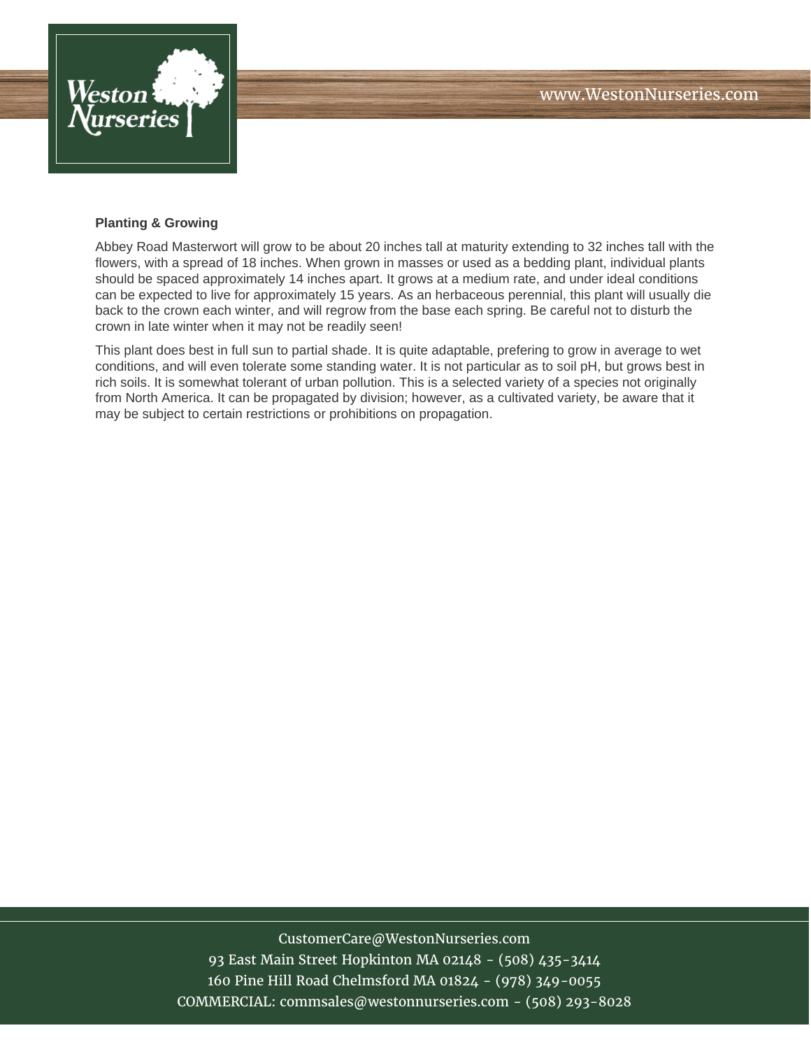### Planting & Growing

Abbey Road Masterwort will grow to be about 20 inches tall at maturity extending to 32 inches tall with the flowers, with a spread of 18 inches. When grown in masses or used as a bedding plant, individual plants should be spaced approximately 14 inches apart. It grows at a medium rate, and under ideal conditions can be expected to live for approximately 15 years. As an herbaceous perennial, this plant will usually die back to the crown each winter, and will regrow from the base each spring. Be careful not to disturb the crown in late winter when it may not be readily seen!

This plant does best in full sun to partial shade. It is quite adaptable, prefering to grow in average to wet conditions, and will even tolerate some standing water. It is not particular as to soil pH, but grows best in rich soils. It is somewhat tolerant of urban pollution. This is a selected variety of a species not originally from North America. It can be propagated by division; however, as a cultivated variety, be aware that it may be subject to certain restrictions or prohibitions on propagation.